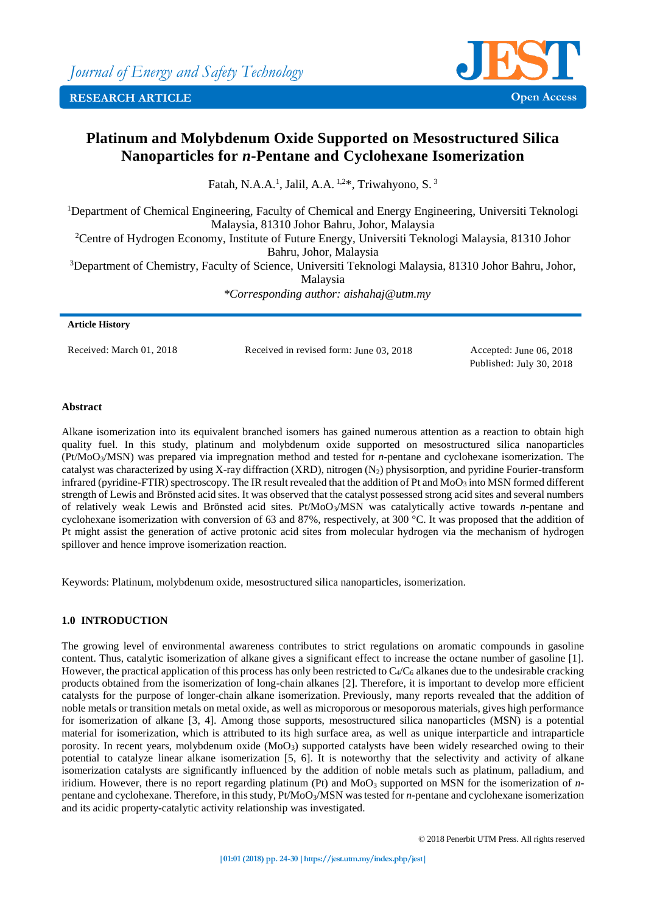# Platinum and Molybdenum Oxide Supported on Mesostructured Silica Nanoparticles for *n*-Pentane and Cyclohexane Isomerization

Fatah, N.A.A.[1], Jalil, A.A. [1,2]*, Triwahyono, S. [3]

[1]Department of Chemical Engineering, Faculty of Chemical and Energy Engineering, Universiti Teknologi Malaysia, 81310 Johor Bahru, Johor, Malaysia

[2]Centre of Hydrogen Economy, Institute of Future Energy, Universiti Teknologi Malaysia, 81310 Johor Bahru, Johor, Malaysia

[3]Department of Chemistry, Faculty of Science, Universiti Teknologi Malaysia, 81310 Johor Bahru, Johor, Malaysia

*\*Corresponding author: aishahaj@utm.my*

**Article History**

Received: March 01, 2018

Received in revised form: June 03, 2018

Accepted: June 06, 2018

Published: July 30, 2018

## Abstract

Alkane isomerization into its equivalent branched isomers has gained numerous attention as a reaction to obtain high quality fuel. In this study, platinum and molybdenum oxide supported on mesostructured silica nanoparticles (Pt/$MoO_3$/MSN) was prepared via impregnation method and tested for *n*-pentane and cyclohexane isomerization. The catalyst was characterized by using X-ray diffraction (XRD), nitrogen ($N_2$) physisorption, and pyridine Fourier-transform infrared (pyridine-FTIR) spectroscopy. The IR result revealed that the addition of Pt and $MoO_3$ into MSN formed different strength of Lewis and Brönsted acid sites. It was observed that the catalyst possessed strong acid sites and several numbers of relatively weak Lewis and Brönsted acid sites. Pt/$MoO_3$/MSN was catalytically active towards *n*-pentane and cyclohexane isomerization with conversion of 63 and 87%, respectively, at 300 °C. It was proposed that the addition of Pt might assist the generation of active protonic acid sites from molecular hydrogen via the mechanism of hydrogen spillover and hence improve isomerization reaction.

Keywords: Platinum, molybdenum oxide, mesostructured silica nanoparticles, isomerization.

## 1.0 INTRODUCTION

The growing level of environmental awareness contributes to strict regulations on aromatic compounds in gasoline content. Thus, catalytic isomerization of alkane gives a significant effect to increase the octane number of gasoline [1]. However, the practical application of this process has only been restricted to $C_4$/$C_6$ alkanes due to the undesirable cracking products obtained from the isomerization of long-chain alkanes [2]. Therefore, it is important to develop more efficient catalysts for the purpose of longer-chain alkane isomerization. Previously, many reports revealed that the addition of noble metals or transition metals on metal oxide, as well as microporous or mesoporous materials, gives high performance for isomerization of alkane [3, 4]. Among those supports, mesostructured silica nanoparticles (MSN) is a potential material for isomerization, which is attributed to its high surface area, as well as unique interparticle and intraparticle porosity. In recent years, molybdenum oxide ($MoO_3$) supported catalysts have been widely researched owing to their potential to catalyze linear alkane isomerization [5, 6]. It is noteworthy that the selectivity and activity of alkane isomerization catalysts are significantly influenced by the addition of noble metals such as platinum, palladium, and iridium. However, there is no report regarding platinum (Pt) and $MoO_3$ supported on MSN for the isomerization of *n*-pentane and cyclohexane. Therefore, in this study, Pt/$MoO_3$/MSN was tested for *n*-pentane and cyclohexane isomerization and its acidic property-catalytic activity relationship was investigated.

© 2018 Penerbit UTM Press. All rights reserved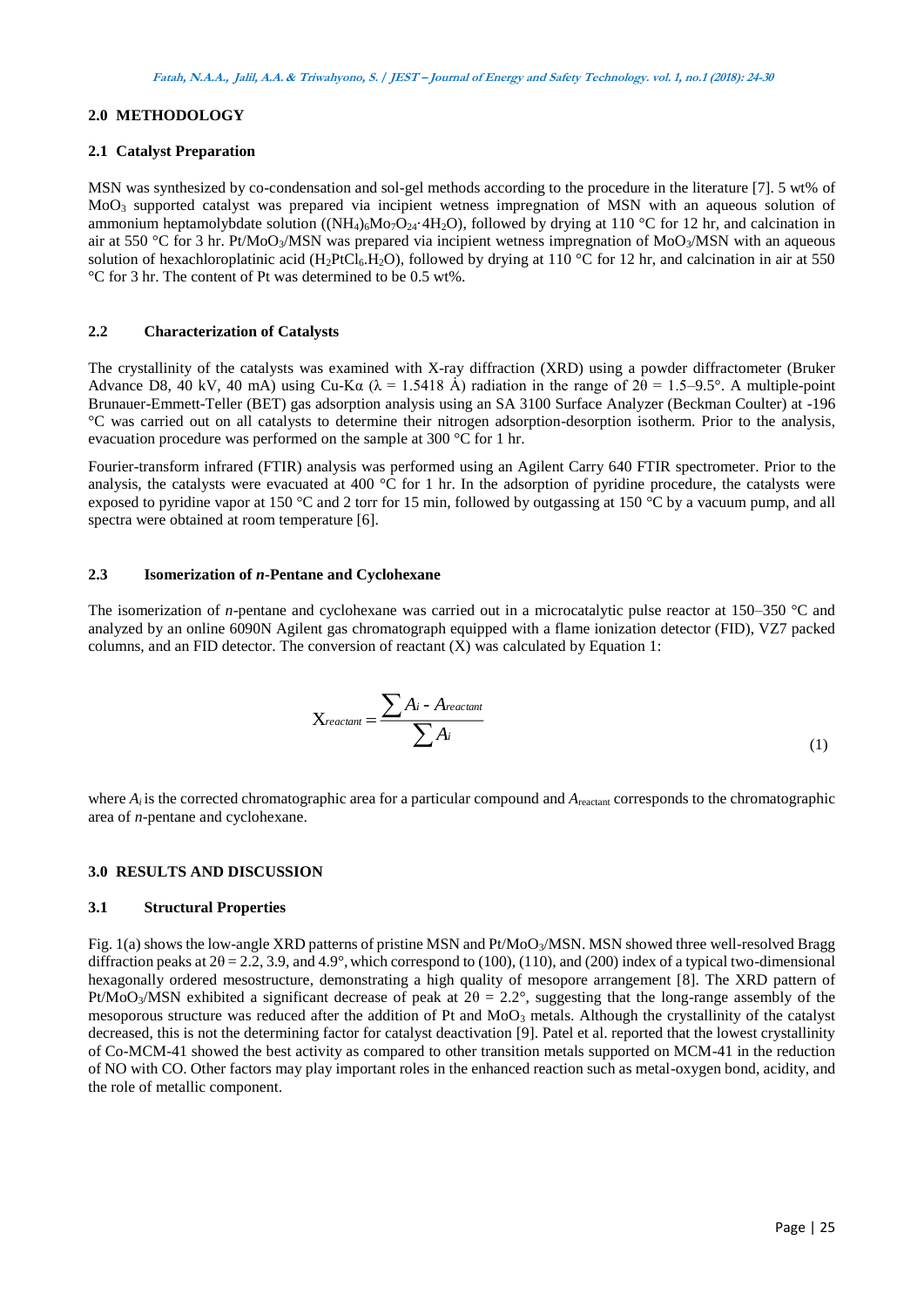## 2.0 METHODOLOGY

### 2.1 Catalyst Preparation

MSN was synthesized by co-condensation and sol-gel methods according to the procedure in the literature [7]. 5 wt% of $MoO_3$ supported catalyst was prepared via incipient wetness impregnation of MSN with an aqueous solution of ammonium heptamolybdate solution ($(NH_4)_6Mo_7O_{24}\cdot 4H_2O$), followed by drying at 110 °C for 12 hr, and calcination in air at 550 °C for 3 hr. Pt/$MoO_3$/MSN was prepared via incipient wetness impregnation of $MoO_3$/MSN with an aqueous solution of hexachloroplatinic acid ($H_2PtCl_6.H_2O$), followed by drying at 110 °C for 12 hr, and calcination in air at 550 °C for 3 hr. The content of Pt was determined to be 0.5 wt%.

### 2.2 Characterization of Catalysts

The crystallinity of the catalysts was examined with X-ray diffraction (XRD) using a powder diffractometer (Bruker Advance D8, 40 kV, 40 mA) using Cu-Kα (λ = 1.5418 Å) radiation in the range of 2θ = 1.5–9.5°. A multiple-point Brunauer-Emmett-Teller (BET) gas adsorption analysis using an SA 3100 Surface Analyzer (Beckman Coulter) at -196 °C was carried out on all catalysts to determine their nitrogen adsorption-desorption isotherm. Prior to the analysis, evacuation procedure was performed on the sample at 300 °C for 1 hr.

Fourier-transform infrared (FTIR) analysis was performed using an Agilent Carry 640 FTIR spectrometer. Prior to the analysis, the catalysts were evacuated at 400 °C for 1 hr. In the adsorption of pyridine procedure, the catalysts were exposed to pyridine vapor at 150 °C and 2 torr for 15 min, followed by outgassing at 150 °C by a vacuum pump, and all spectra were obtained at room temperature [6].

### 2.3 Isomerization of *n*-Pentane and Cyclohexane

The isomerization of *n*-pentane and cyclohexane was carried out in a microcatalytic pulse reactor at 150–350 °C and analyzed by an online 6090N Agilent gas chromatograph equipped with a flame ionization detector (FID), VZ7 packed columns, and an FID detector. The conversion of reactant (X) was calculated by Equation 1:

$$X_{reactant} = \frac{\sum A_i - A_{reactant}}{\sum A_i} \quad (1)$$

where $A_i$ is the corrected chromatographic area for a particular compound and $A_{reactant}$ corresponds to the chromatographic area of *n*-pentane and cyclohexane.

## 3.0 RESULTS AND DISCUSSION

### 3.1 Structural Properties

Fig. 1(a) shows the low-angle XRD patterns of pristine MSN and Pt/$MoO_3$/MSN. MSN showed three well-resolved Bragg diffraction peaks at 2θ = 2.2, 3.9, and 4.9°, which correspond to (100), (110), and (200) index of a typical two-dimensional hexagonally ordered mesostructure, demonstrating a high quality of mesopore arrangement [8]. The XRD pattern of Pt/$MoO_3$/MSN exhibited a significant decrease of peak at 2θ = 2.2°, suggesting that the long-range assembly of the mesoporous structure was reduced after the addition of Pt and $MoO_3$ metals. Although the crystallinity of the catalyst decreased, this is not the determining factor for catalyst deactivation [9]. Patel et al. reported that the lowest crystallinity of Co-MCM-41 showed the best activity as compared to other transition metals supported on MCM-41 in the reduction of NO with CO. Other factors may play important roles in the enhanced reaction such as metal-oxygen bond, acidity, and the role of metallic component.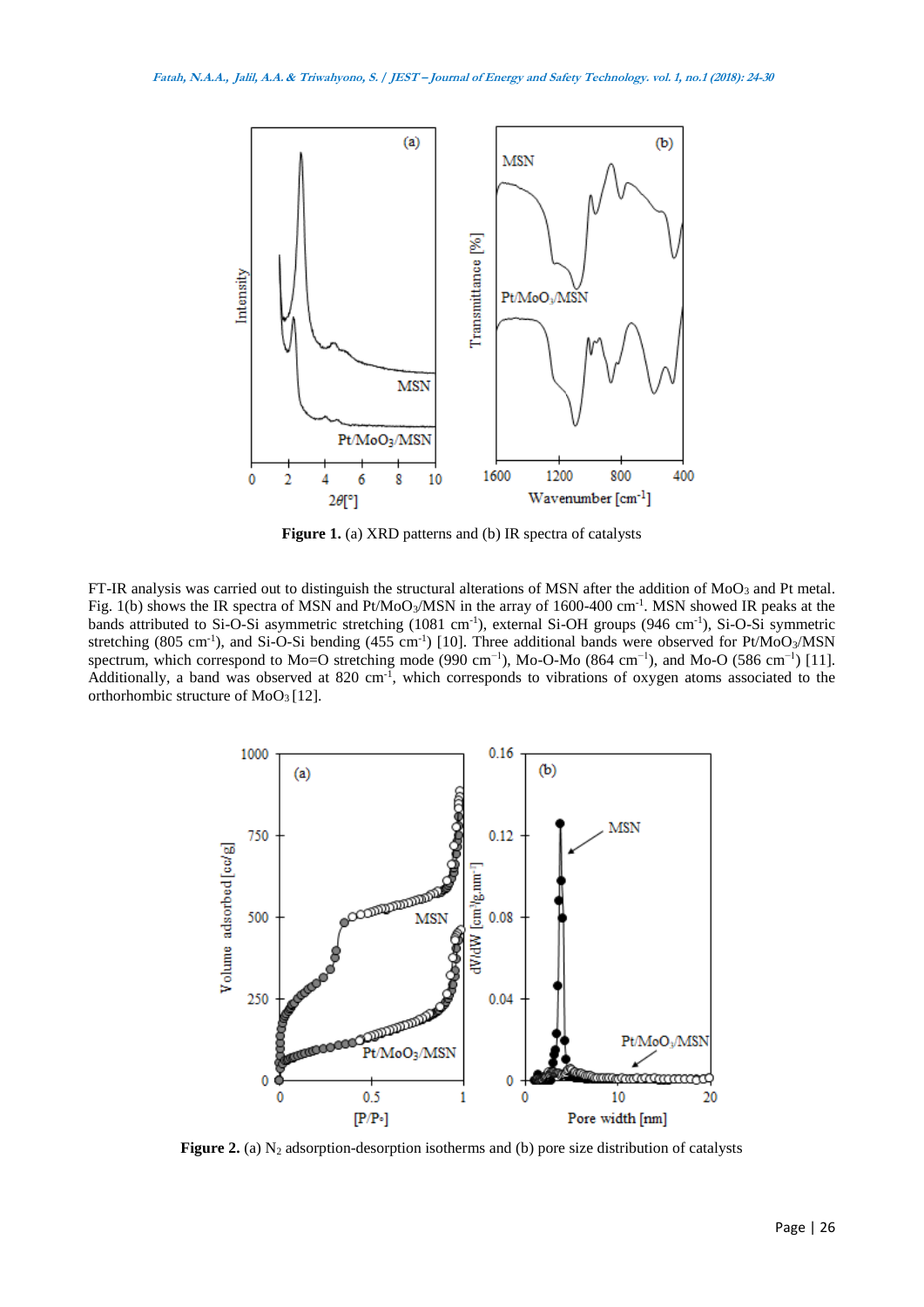**Figure 1.** (a) XRD patterns and (b) IR spectra of catalysts

FT-IR analysis was carried out to distinguish the structural alterations of MSN after the addition of $MoO_3$ and Pt metal. Fig. 1(b) shows the IR spectra of MSN and Pt/$MoO_3$/MSN in the array of 1600-400 $cm^{-1}$. MSN showed IR peaks at the bands attributed to Si-O-Si asymmetric stretching (1081 $cm^{-1}$), external Si-OH groups (946 $cm^{-1}$), Si-O-Si symmetric stretching (805 $cm^{-1}$), and Si-O-Si bending (455 $cm^{-1}$) [10]. Three additional bands were observed for Pt/$MoO_3$/MSN spectrum, which correspond to Mo=O stretching mode (990 $cm^{-1}$), Mo-O-Mo (864 $cm^{-1}$), and Mo-O (586 $cm^{-1}$) [11]. Additionally, a band was observed at 820 $cm^{-1}$, which corresponds to vibrations of oxygen atoms associated to the orthorhombic structure of $MoO_3$ [12].

**Figure 2.** (a) $N_2$ adsorption-desorption isotherms and (b) pore size distribution of catalysts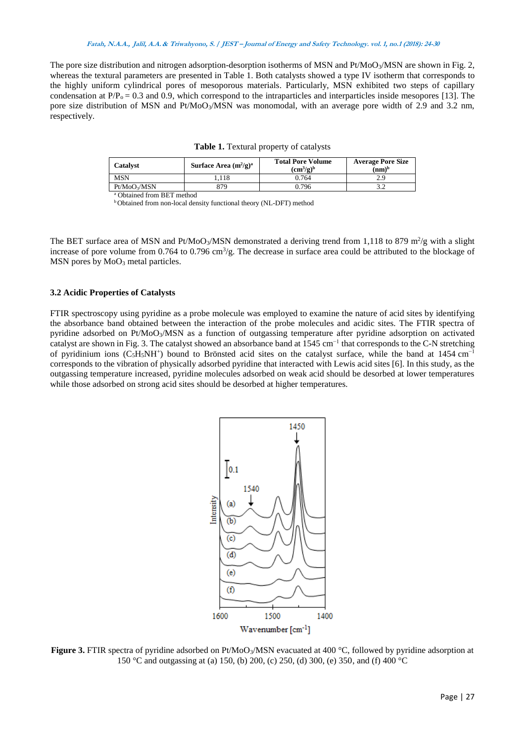The pore size distribution and nitrogen adsorption-desorption isotherms of MSN and $Pt/MoO_3/MSN$ are shown in Fig. 2, whereas the textural parameters are presented in Table 1. Both catalysts showed a type IV isotherm that corresponds to the highly uniform cylindrical pores of mesoporous materials. Particularly, MSN exhibited two steps of capillary condensation at $P/P_o = 0.3$ and 0.9, which correspond to the intraparticles and interparticles inside mesopores [13]. The pore size distribution of MSN and $Pt/MoO_3/MSN$ was monomodal, with an average pore width of 2.9 and 3.2 nm, respectively.

**Table 1.** Textural property of catalysts

| Catalyst | Surface Area ($m^2/g$)[a] | Total Pore Volume ($cm^3/g$)[b] | Average Pore Size (nm)[b] |
|---|---|---|---|
| MSN | 1,118 | 0.764 | 2.9 |
| $Pt/MoO_3/MSN$ | 879 | 0.796 | 3.2 |

[a] Obtained from BET method
[b] Obtained from non-local density functional theory (NL-DFT) method

The BET surface area of MSN and $Pt/MoO_3/MSN$ demonstrated a deriving trend from 1,118 to 879 $m^2/g$ with a slight increase of pore volume from 0.764 to 0.796 $cm^3/g$. The decrease in surface area could be attributed to the blockage of MSN pores by $MoO_3$ metal particles.

### 3.2 Acidic Properties of Catalysts

FTIR spectroscopy using pyridine as a probe molecule was employed to examine the nature of acid sites by identifying the absorbance band obtained between the interaction of the probe molecules and acidic sites. The FTIR spectra of pyridine adsorbed on $Pt/MoO_3/MSN$ as a function of outgassing temperature after pyridine adsorption on activated catalyst are shown in Fig. 3. The catalyst showed an absorbance band at 1545 $cm^{-1}$ that corresponds to the C-N stretching of pyridinium ions ($C_5H_5NH^+$) bound to Brönsted acid sites on the catalyst surface, while the band at 1454 $cm^{-1}$ corresponds to the vibration of physically adsorbed pyridine that interacted with Lewis acid sites [6]. In this study, as the outgassing temperature increased, pyridine molecules adsorbed on weak acid should be desorbed at lower temperatures while those adsorbed on strong acid sites should be desorbed at higher temperatures.

**Figure 3.** FTIR spectra of pyridine adsorbed on $Pt/MoO_3/MSN$ evacuated at 400 °C, followed by pyridine adsorption at 150 °C and outgassing at (a) 150, (b) 200, (c) 250, (d) 300, (e) 350, and (f) 400 °C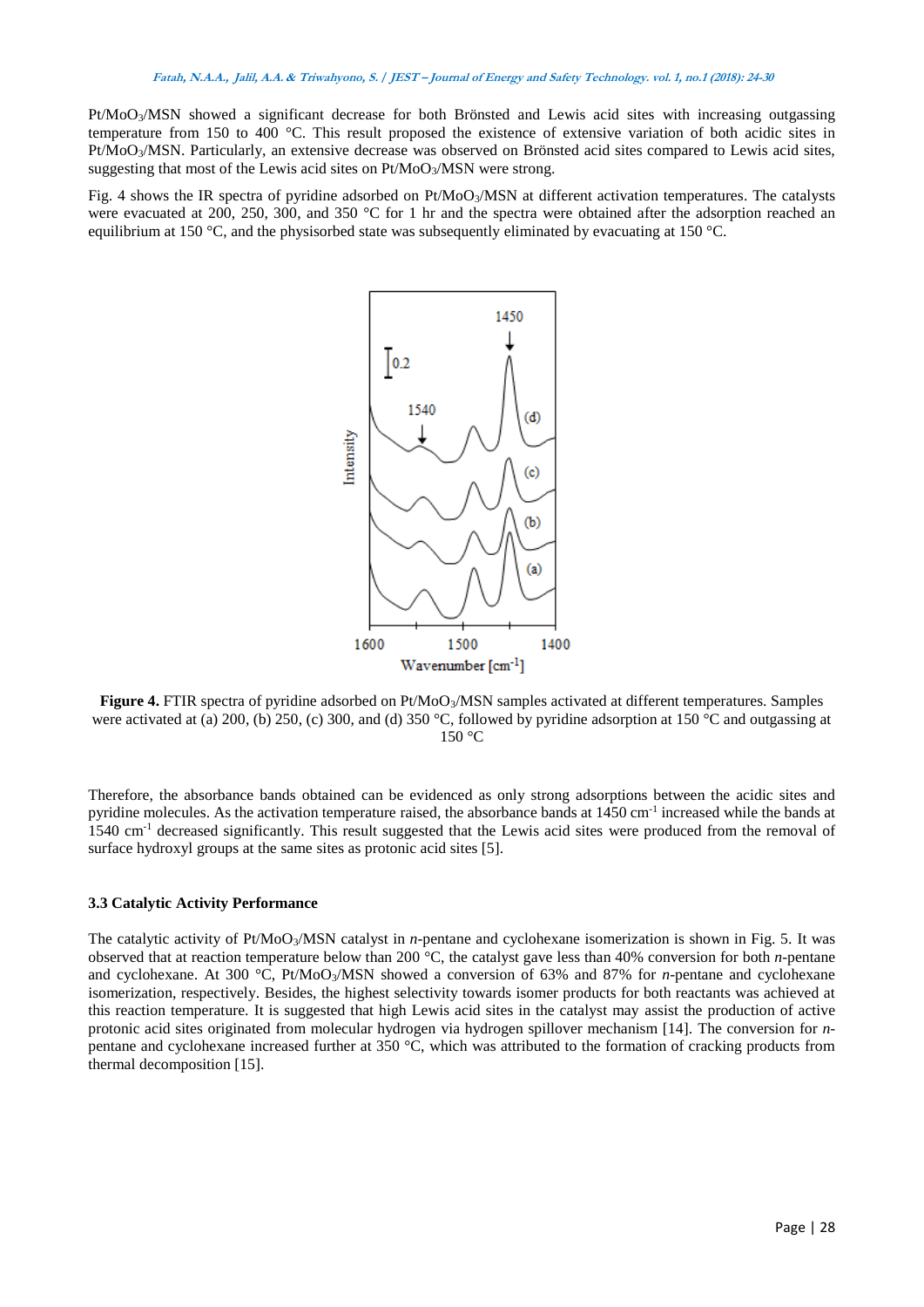Pt/$MoO_3$/MSN showed a significant decrease for both Brönsted and Lewis acid sites with increasing outgassing temperature from 150 to 400 °C. This result proposed the existence of extensive variation of both acidic sites in Pt/$MoO_3$/MSN. Particularly, an extensive decrease was observed on Brönsted acid sites compared to Lewis acid sites, suggesting that most of the Lewis acid sites on Pt/$MoO_3$/MSN were strong.

Fig. 4 shows the IR spectra of pyridine adsorbed on Pt/$MoO_3$/MSN at different activation temperatures. The catalysts were evacuated at 200, 250, 300, and 350 °C for 1 hr and the spectra were obtained after the adsorption reached an equilibrium at 150 °C, and the physisorbed state was subsequently eliminated by evacuating at 150 °C.

**Figure 4.** FTIR spectra of pyridine adsorbed on Pt/$MoO_3$/MSN samples activated at different temperatures. Samples were activated at (a) 200, (b) 250, (c) 300, and (d) 350 °C, followed by pyridine adsorption at 150 °C and outgassing at 150 °C

Therefore, the absorbance bands obtained can be evidenced as only strong adsorptions between the acidic sites and pyridine molecules. As the activation temperature raised, the absorbance bands at 1450 $cm^{-1}$ increased while the bands at 1540 $cm^{-1}$ decreased significantly. This result suggested that the Lewis acid sites were produced from the removal of surface hydroxyl groups at the same sites as protonic acid sites [5].

### 3.3 Catalytic Activity Performance

The catalytic activity of Pt/$MoO_3$/MSN catalyst in *n*-pentane and cyclohexane isomerization is shown in Fig. 5. It was observed that at reaction temperature below than 200 °C, the catalyst gave less than 40% conversion for both *n*-pentane and cyclohexane. At 300 °C, Pt/$MoO_3$/MSN showed a conversion of 63% and 87% for *n*-pentane and cyclohexane isomerization, respectively. Besides, the highest selectivity towards isomer products for both reactants was achieved at this reaction temperature. It is suggested that high Lewis acid sites in the catalyst may assist the production of active protonic acid sites originated from molecular hydrogen via hydrogen spillover mechanism [14]. The conversion for *n*-pentane and cyclohexane increased further at 350 °C, which was attributed to the formation of cracking products from thermal decomposition [15].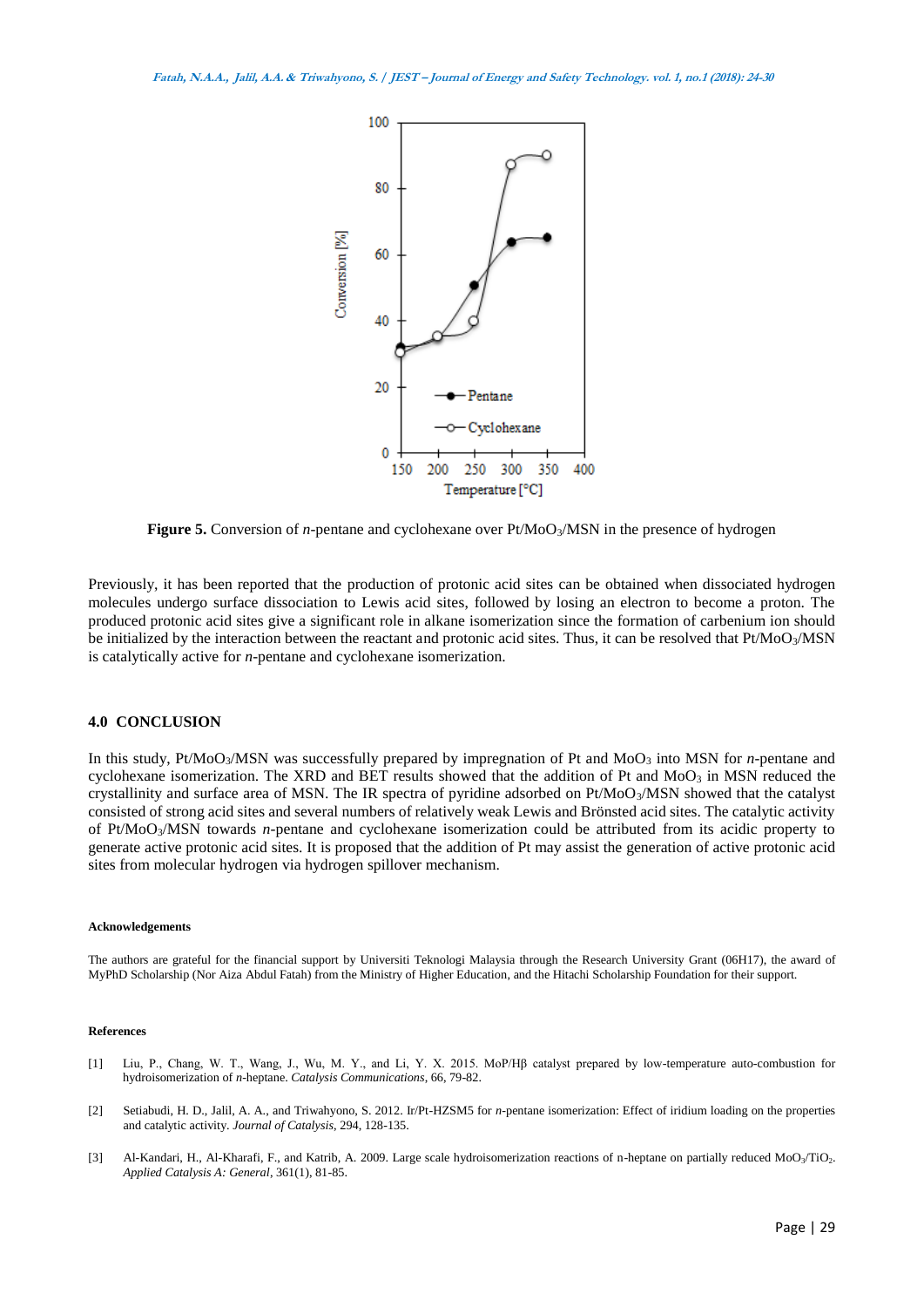**Figure 5.** Conversion of *n*-pentane and cyclohexane over Pt/$MoO_3$/MSN in the presence of hydrogen

Previously, it has been reported that the production of protonic acid sites can be obtained when dissociated hydrogen molecules undergo surface dissociation to Lewis acid sites, followed by losing an electron to become a proton. The produced protonic acid sites give a significant role in alkane isomerization since the formation of carbenium ion should be initialized by the interaction between the reactant and protonic acid sites. Thus, it can be resolved that Pt/$MoO_3$/MSN is catalytically active for *n*-pentane and cyclohexane isomerization.

## 4.0 CONCLUSION

In this study, Pt/$MoO_3$/MSN was successfully prepared by impregnation of Pt and $MoO_3$ into MSN for *n*-pentane and cyclohexane isomerization. The XRD and BET results showed that the addition of Pt and $MoO_3$ in MSN reduced the crystallinity and surface area of MSN. The IR spectra of pyridine adsorbed on Pt/$MoO_3$/MSN showed that the catalyst consisted of strong acid sites and several numbers of relatively weak Lewis and Brönsted acid sites. The catalytic activity of Pt/$MoO_3$/MSN towards *n*-pentane and cyclohexane isomerization could be attributed from its acidic property to generate active protonic acid sites. It is proposed that the addition of Pt may assist the generation of active protonic acid sites from molecular hydrogen via hydrogen spillover mechanism.

#### Acknowledgements

The authors are grateful for the financial support by Universiti Teknologi Malaysia through the Research University Grant (06H17), the award of MyPhD Scholarship (Nor Aiza Abdul Fatah) from the Ministry of Higher Education, and the Hitachi Scholarship Foundation for their support.

#### References

[1] Liu, P., Chang, W. T., Wang, J., Wu, M. Y., and Li, Y. X. 2015. MoP/Hβ catalyst prepared by low-temperature auto-combustion for hydroisomerization of *n*-heptane. *Catalysis Communications*, 66, 79-82.

[2] Setiabudi, H. D., Jalil, A. A., and Triwahyono, S. 2012. Ir/Pt-HZSM5 for *n*-pentane isomerization: Effect of iridium loading on the properties and catalytic activity. *Journal of Catalysis*, 294, 128-135.

[3] Al-Kandari, H., Al-Kharafi, F., and Katrib, A. 2009. Large scale hydroisomerization reactions of n-heptane on partially reduced $MoO_3$/$TiO_2$. *Applied Catalysis A: General*, 361(1), 81-85.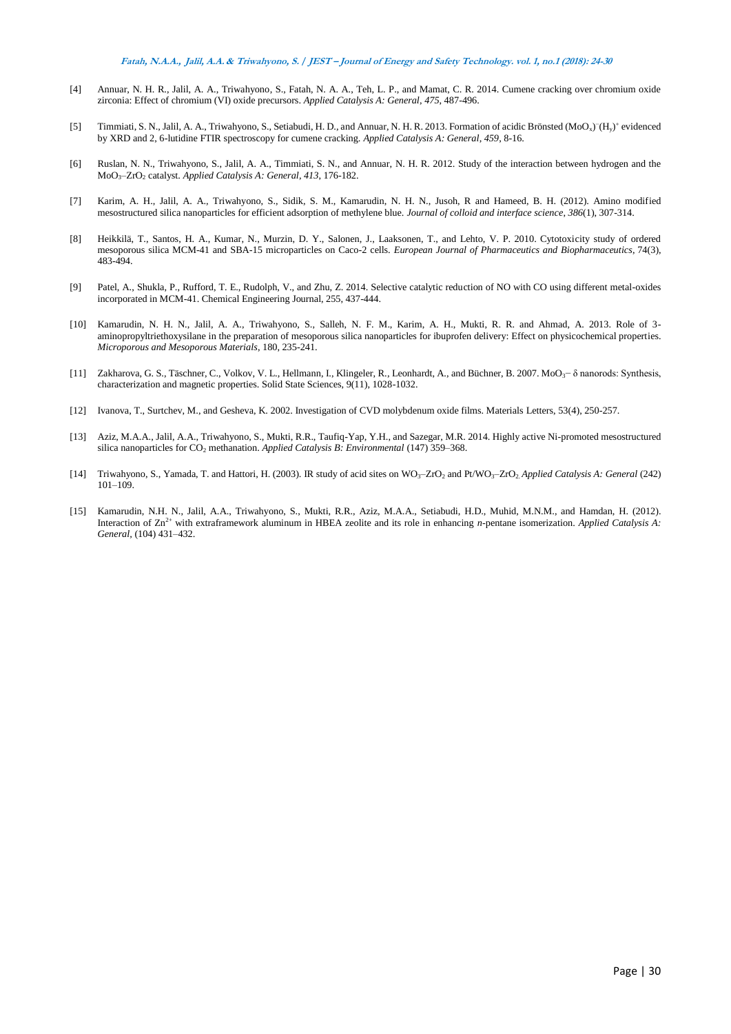[4] Annuar, N. H. R., Jalil, A. A., Triwahyono, S., Fatah, N. A. A., Teh, L. P., and Mamat, C. R. 2014. Cumene cracking over chromium oxide zirconia: Effect of chromium (VI) oxide precursors. *Applied Catalysis A: General*, *475*, 487-496.

[5] Timmiati, S. N., Jalil, A. A., Triwahyono, S., Setiabudi, H. D., and Annuar, N. H. R. 2013. Formation of acidic Brönsted $(MoO_x)^{-}(H_y)^{+}$ evidenced by XRD and 2, 6-lutidine FTIR spectroscopy for cumene cracking. *Applied Catalysis A: General*, *459*, 8-16.

[6] Ruslan, N. N., Triwahyono, S., Jalil, A. A., Timmiati, S. N., and Annuar, N. H. R. 2012. Study of the interaction between hydrogen and the $MoO_3$–$ZrO_2$ catalyst. *Applied Catalysis A: General*, *413*, 176-182.

[7] Karim, A. H., Jalil, A. A., Triwahyono, S., Sidik, S. M., Kamarudin, N. H. N., Jusoh, R and Hameed, B. H. (2012). Amino modified mesostructured silica nanoparticles for efficient adsorption of methylene blue. *Journal of colloid and interface science*, *386*(1), 307-314.

[8] Heikkilä, T., Santos, H. A., Kumar, N., Murzin, D. Y., Salonen, J., Laaksonen, T., and Lehto, V. P. 2010. Cytotoxicity study of ordered mesoporous silica MCM-41 and SBA-15 microparticles on Caco-2 cells. *European Journal of Pharmaceutics and Biopharmaceutics*, 74(3), 483-494.

[9] Patel, A., Shukla, P., Rufford, T. E., Rudolph, V., and Zhu, Z. 2014. Selective catalytic reduction of NO with CO using different metal-oxides incorporated in MCM-41. Chemical Engineering Journal, 255, 437-444.

[10] Kamarudin, N. H. N., Jalil, A. A., Triwahyono, S., Salleh, N. F. M., Karim, A. H., Mukti, R. R. and Ahmad, A. 2013. Role of 3-aminopropyltriethoxysilane in the preparation of mesoporous silica nanoparticles for ibuprofen delivery: Effect on physicochemical properties. *Microporous and Mesoporous Materials*, 180, 235-241.

[11] Zakharova, G. S., Täschner, C., Volkov, V. L., Hellmann, I., Klingeler, R., Leonhardt, A., and Büchner, B. 2007. $MoO_{3-\delta}$ nanorods: Synthesis, characterization and magnetic properties. Solid State Sciences, 9(11), 1028-1032.

[12] Ivanova, T., Surtchev, M., and Gesheva, K. 2002. Investigation of CVD molybdenum oxide films. Materials Letters, 53(4), 250-257.

[13] Aziz, M.A.A., Jalil, A.A., Triwahyono, S., Mukti, R.R., Taufiq-Yap, Y.H., and Sazegar, M.R. 2014. Highly active Ni-promoted mesostructured silica nanoparticles for $CO_2$ methanation. *Applied Catalysis B: Environmental* (147) 359–368.

[14] Triwahyono, S., Yamada, T. and Hattori, H. (2003). IR study of acid sites on $WO_3$–$ZrO_2$ and Pt/$WO_3$–$ZrO_2$. *Applied Catalysis A: General* (242) 101–109.

[15] Kamarudin, N.H. N., Jalil, A.A., Triwahyono, S., Mukti, R.R., Aziz, M.A.A., Setiabudi, H.D., Muhid, M.N.M., and Hamdan, H. (2012). Interaction of $Zn^{2+}$ with extraframework aluminum in HBEA zeolite and its role in enhancing *n*-pentane isomerization. *Applied Catalysis A: General*, (104) 431–432.